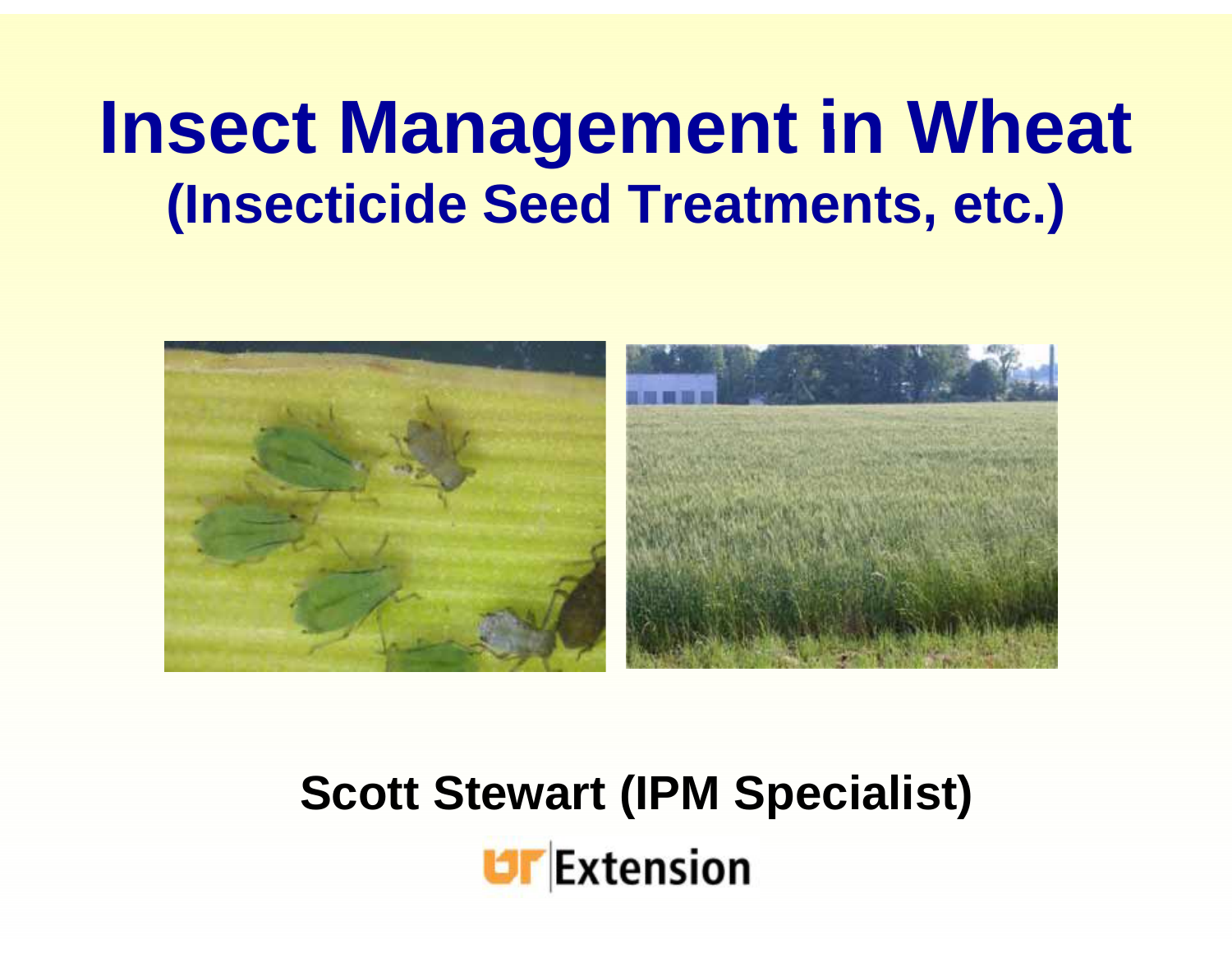# Insect Management in Wheat

## (Insecticide Seed Treatments, etc.)

**Scott Stewart (IPM Specialist)**

UT Extension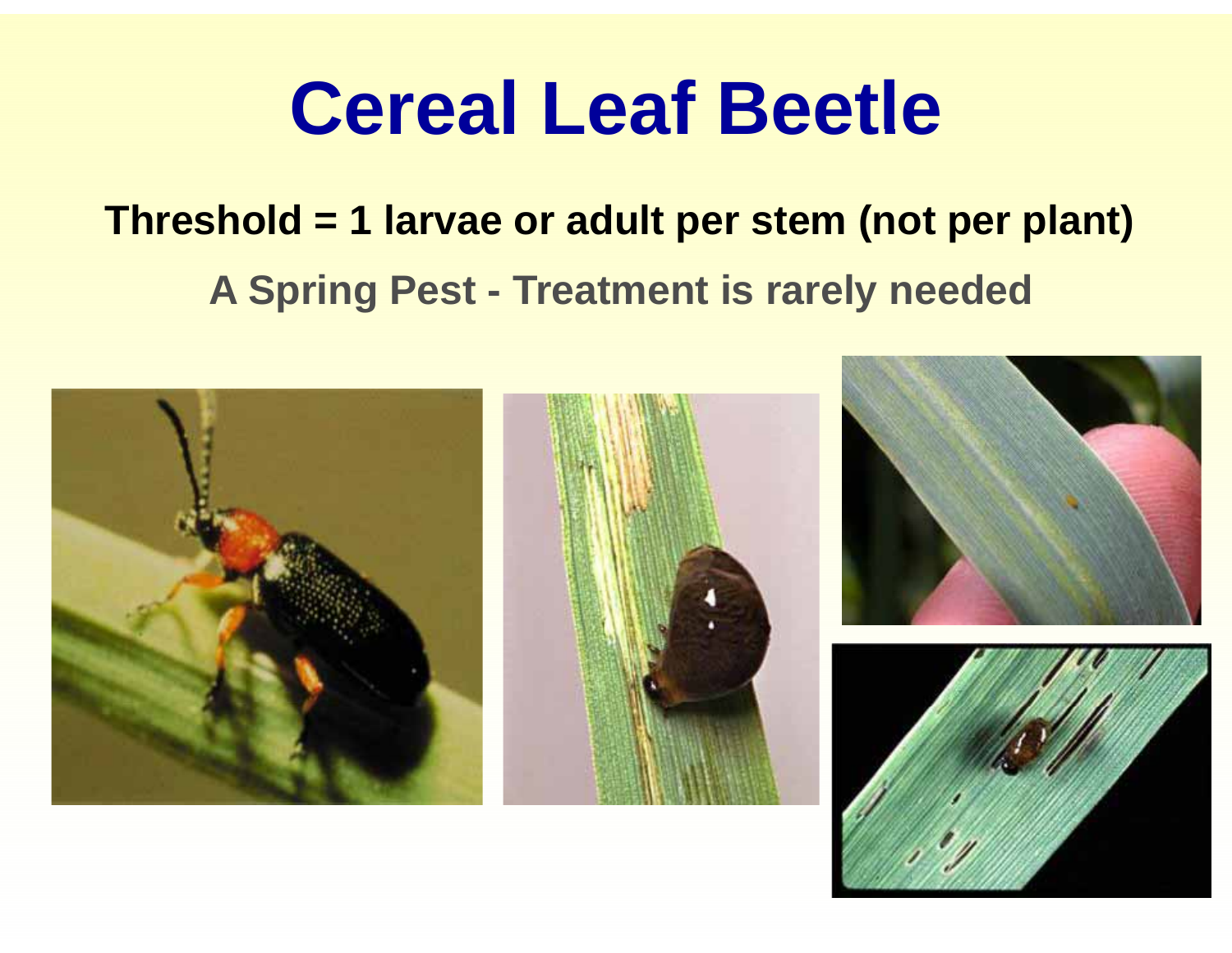# Cereal Leaf Beetle

**Threshold = 1 larvae or adult per stem (not per plant)**

**A Spring Pest - Treatment is rarely needed**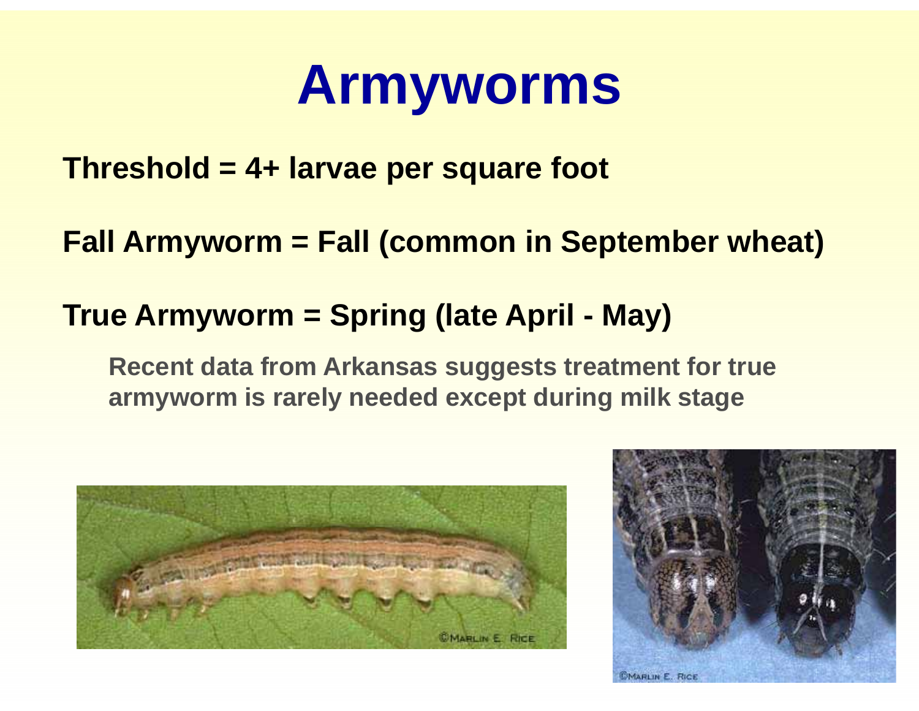# Armyworms

**Threshold = 4+ larvae per square foot**

**Fall Armyworm = Fall (common in September wheat)**

**True Armyworm = Spring (late April - May)**

> **Recent data from Arkansas suggests treatment for true armyworm is rarely needed except during milk stage**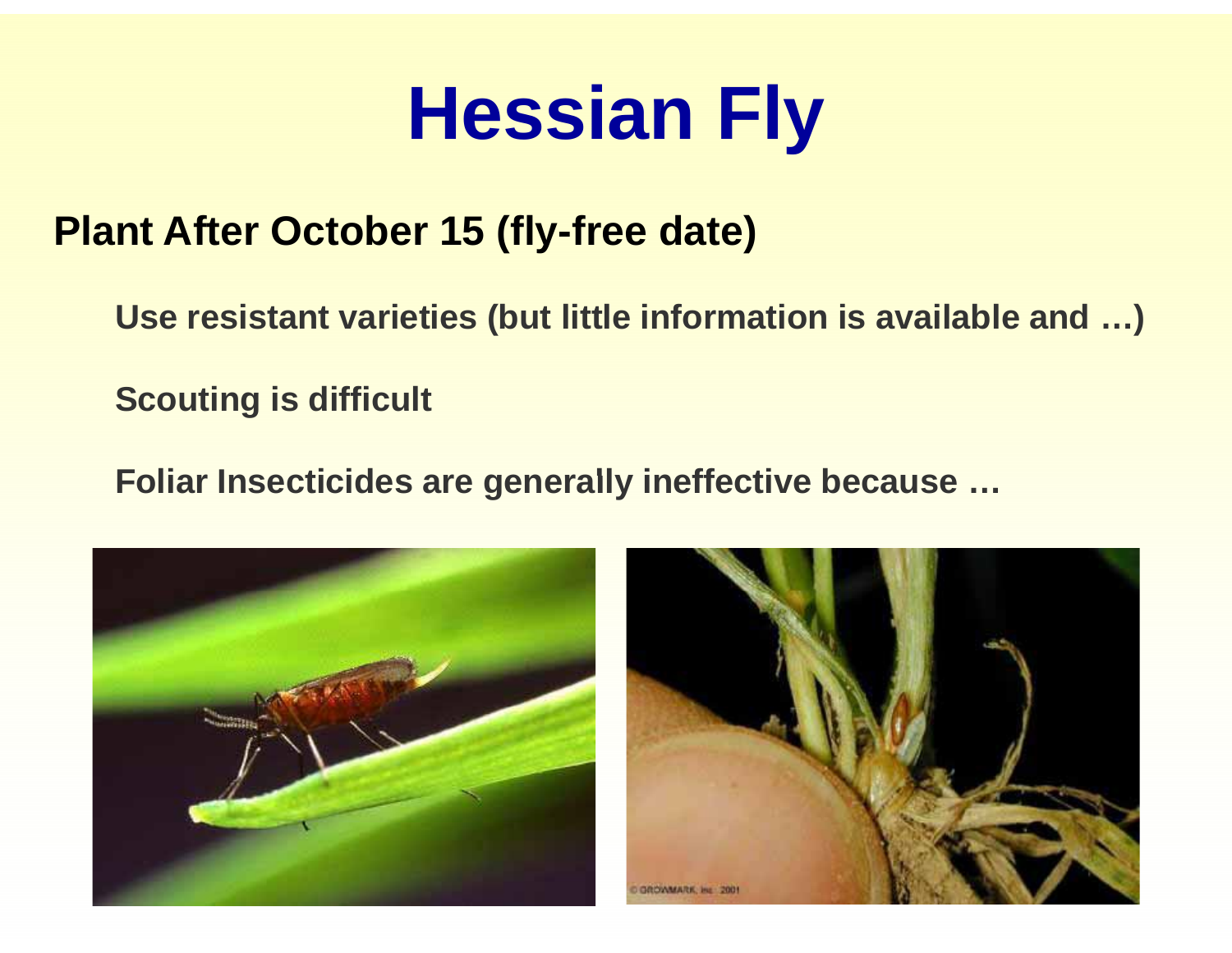# Hessian Fly

**Plant After October 15 (fly-free date)**

- **Use resistant varieties (but little information is available and …)**
- **Scouting is difficult**
- **Foliar Insecticides are generally ineffective because …**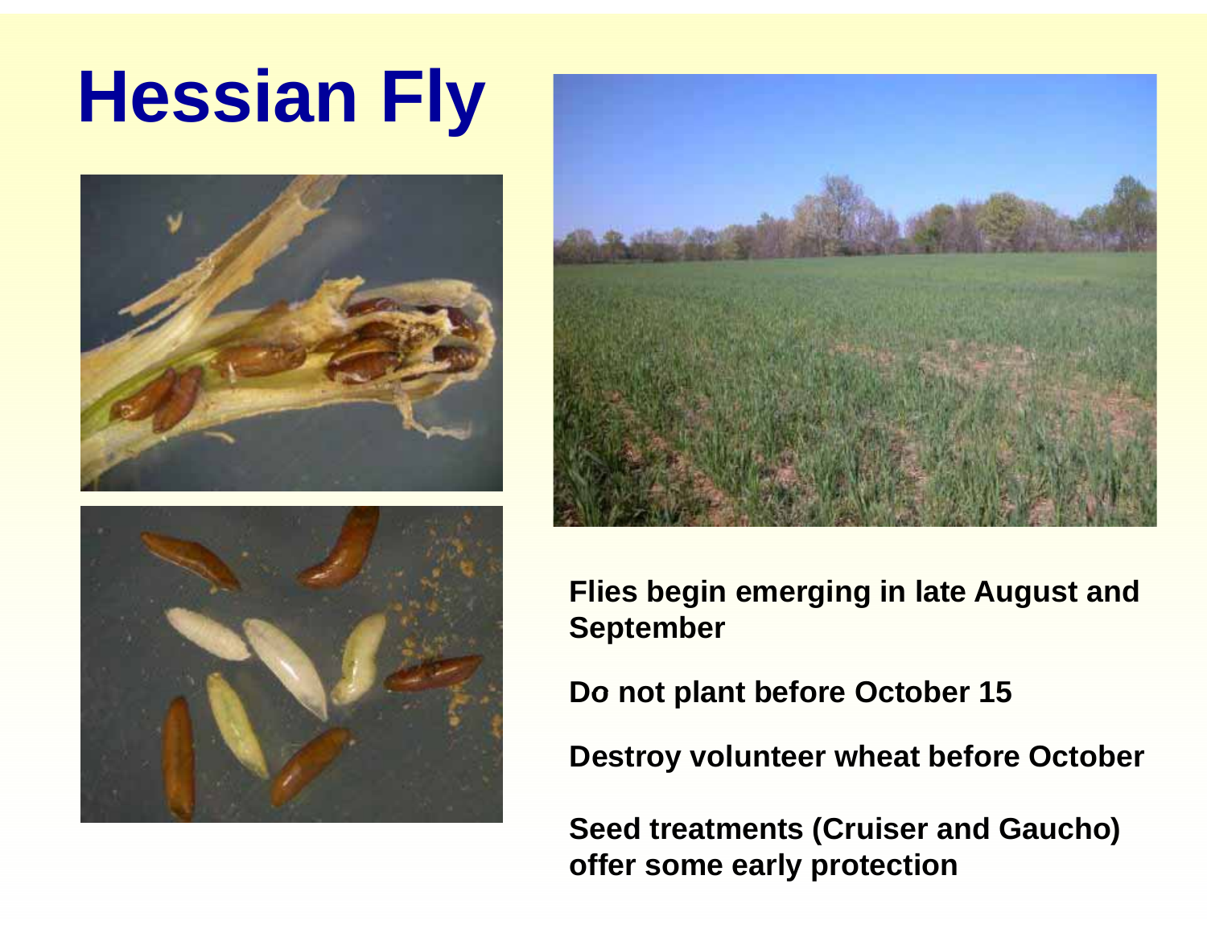# Hessian Fly

Flies begin emerging in late August and September

Do not plant before October 15

Destroy volunteer wheat before October

Seed treatments (Cruiser and Gaucho) offer some early protection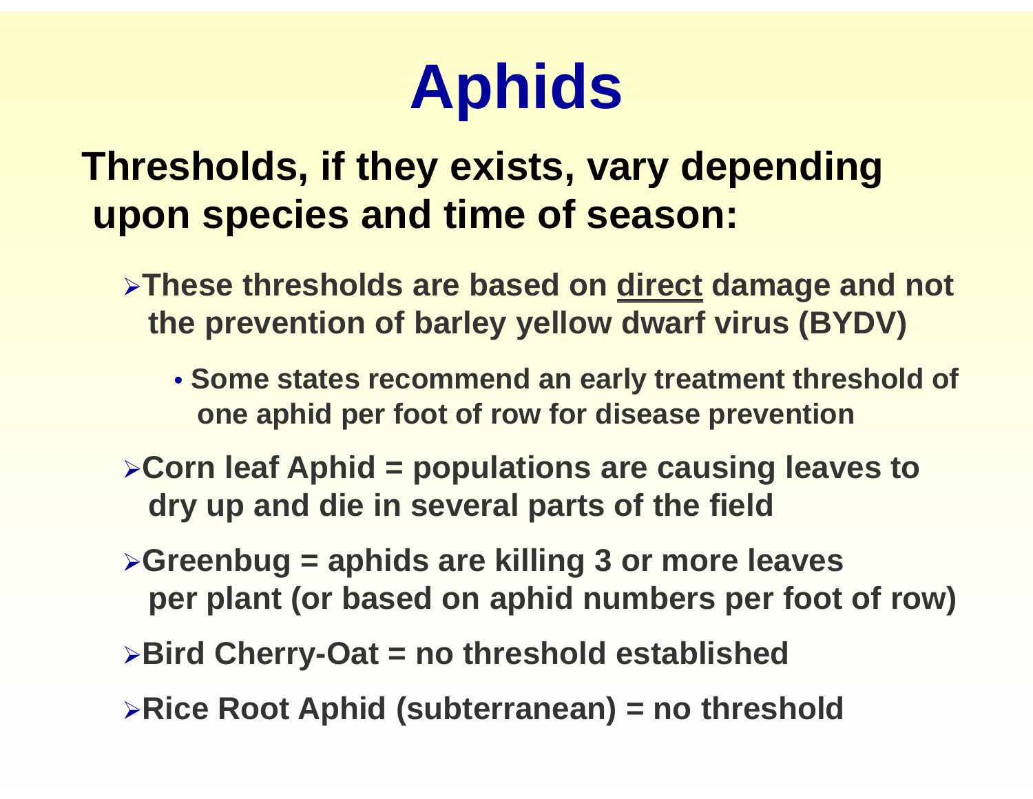# Aphids

**Thresholds, if they exists, vary depending upon species and time of season:**

- **These thresholds are based on <u>direct</u> damage and not the prevention of barley yellow dwarf virus (BYDV)**
  - **Some states recommend an early treatment threshold of one aphid per foot of row for disease prevention**
- **Corn leaf Aphid = populations are causing leaves to dry up and die in several parts of the field**
- **Greenbug = aphids are killing 3 or more leaves per plant (or based on aphid numbers per foot of row)**
- **Bird Cherry-Oat = no threshold established**
- **Rice Root Aphid (subterranean) = no threshold**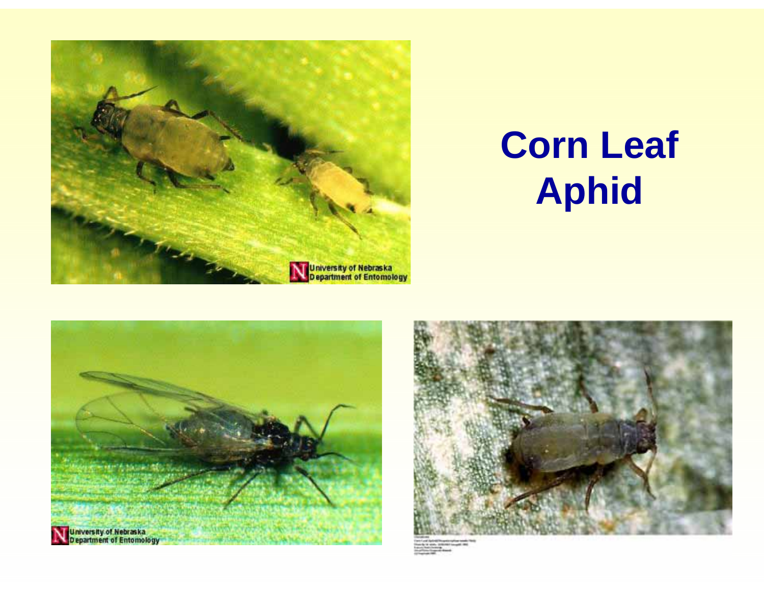# Corn Leaf Aphid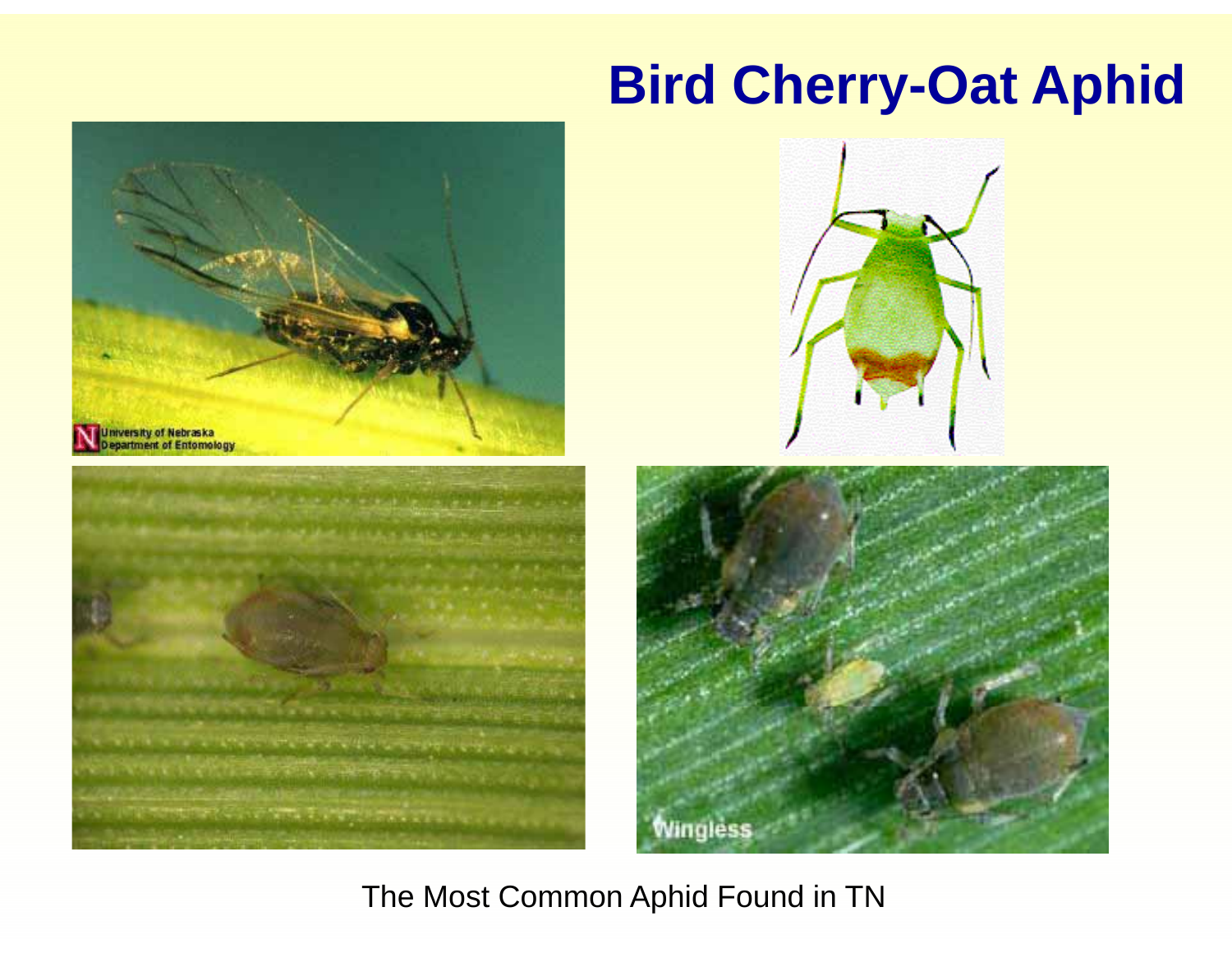# Bird Cherry-Oat Aphid

The Most Common Aphid Found in TN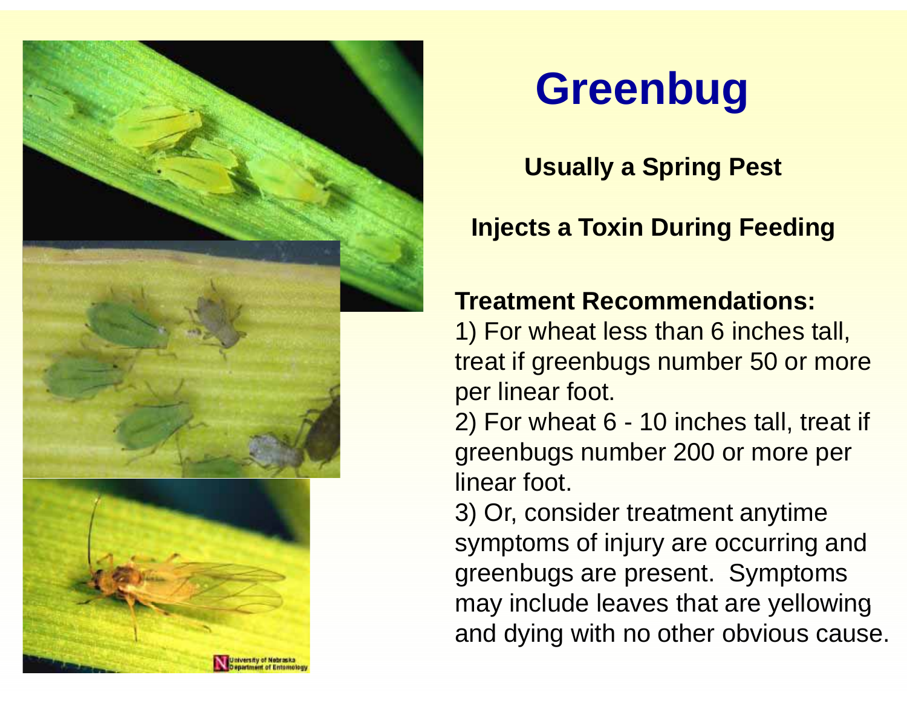# Greenbug

**Usually a Spring Pest**

**Injects a Toxin During Feeding**

**Treatment Recommendations:**

1) For wheat less than 6 inches tall, treat if greenbugs number 50 or more per linear foot.

2) For wheat 6 - 10 inches tall, treat if greenbugs number 200 or more per linear foot.

3) Or, consider treatment anytime symptoms of injury are occurring and greenbugs are present. Symptoms may include leaves that are yellowing and dying with no other obvious cause.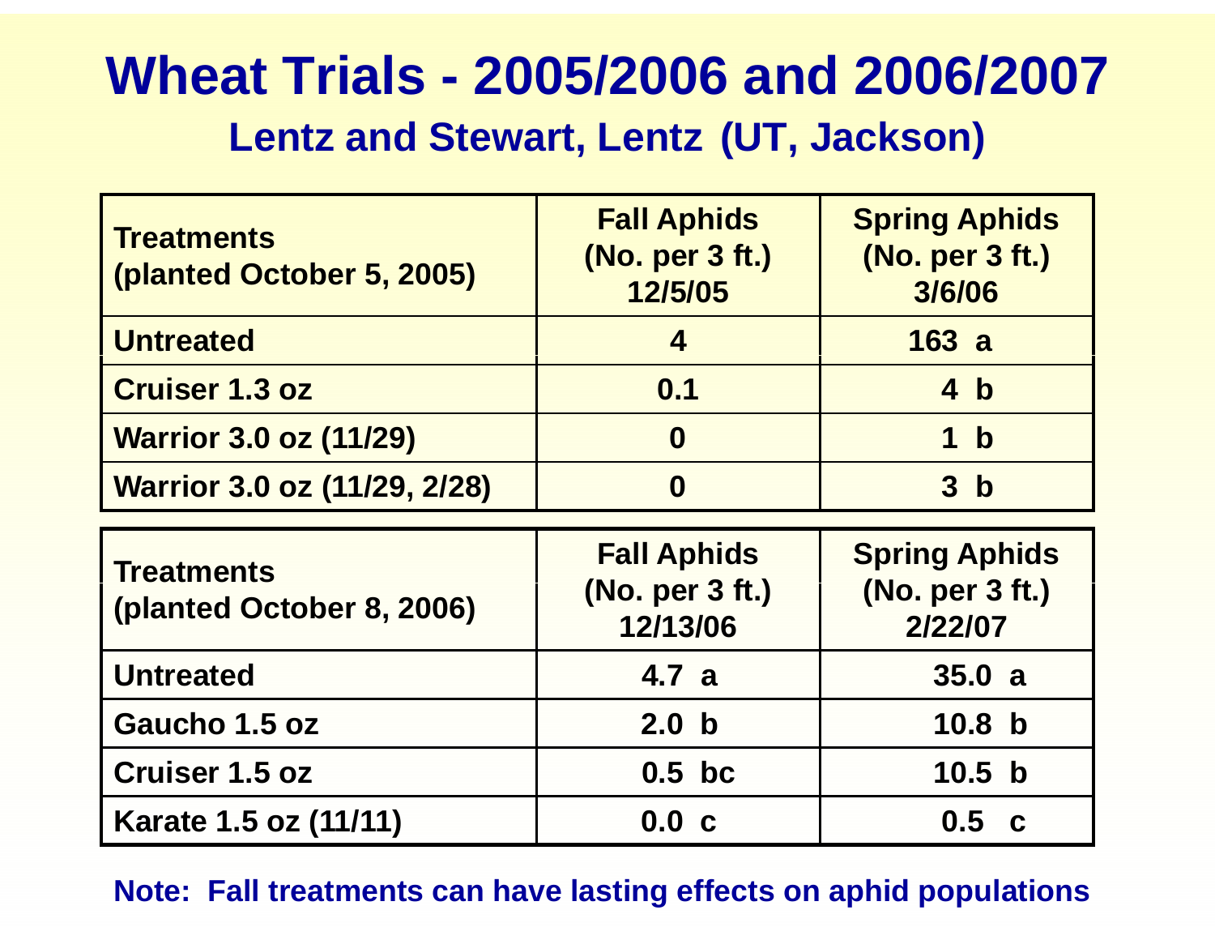# Wheat Trials - 2005/2006 and 2006/2007

## Lentz and Stewart, Lentz (UT, Jackson)

| Treatments (planted October 5, 2005) | Fall Aphids (No. per 3 ft.) 12/5/05 | Spring Aphids (No. per 3 ft.) 3/6/06 |
|---|---|---|
| Untreated | 4 | 163 a |
| Cruiser 1.3 oz | 0.1 | 4 b |
| Warrior 3.0 oz (11/29) | 0 | 1 b |
| Warrior 3.0 oz (11/29, 2/28) | 0 | 3 b |

| Treatments (planted October 8, 2006) | Fall Aphids (No. per 3 ft.) 12/13/06 | Spring Aphids (No. per 3 ft.) 2/22/07 |
|---|---|---|
| Untreated | 4.7 a | 35.0 a |
| Gaucho 1.5 oz | 2.0 b | 10.8 b |
| Cruiser 1.5 oz | 0.5 bc | 10.5 b |
| Karate 1.5 oz (11/11) | 0.0 c | 0.5 c |

**Note: Fall treatments can have lasting effects on aphid populations**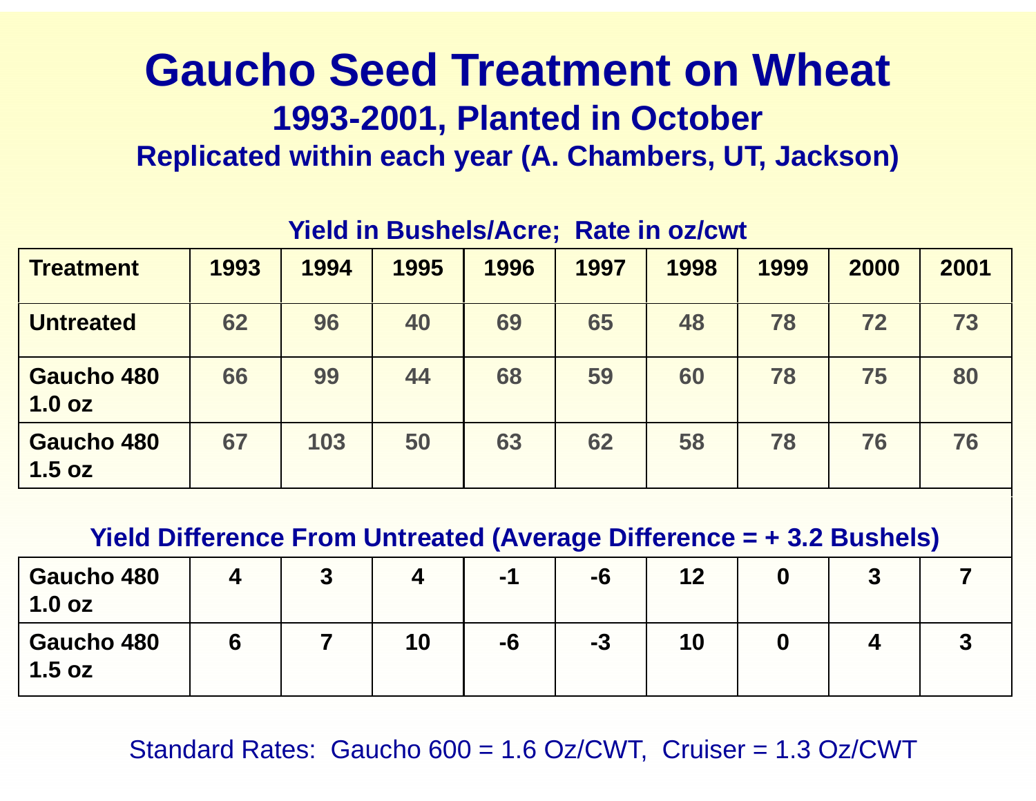# Gaucho Seed Treatment on Wheat

## 1993-2001, Planted in October

### Replicated within each year (A. Chambers, UT, Jackson)

**Yield in Bushels/Acre; Rate in oz/cwt**

| Treatment | 1993 | 1994 | 1995 | 1996 | 1997 | 1998 | 1999 | 2000 | 2001 |
|---|---|---|---|---|---|---|---|---|---|
| Untreated | 62 | 96 | 40 | 69 | 65 | 48 | 78 | 72 | 73 |
| Gaucho 480 1.0 oz | 66 | 99 | 44 | 68 | 59 | 60 | 78 | 75 | 80 |
| Gaucho 480 1.5 oz | 67 | 103 | 50 | 63 | 62 | 58 | 78 | 76 | 76 |

**Yield Difference From Untreated (Average Difference = + 3.2 Bushels)**

| Treatment | 1993 | 1994 | 1995 | 1996 | 1997 | 1998 | 1999 | 2000 | 2001 |
|---|---|---|---|---|---|---|---|---|---|
| Gaucho 480 1.0 oz | 4 | 3 | 4 | -1 | -6 | 12 | 0 | 3 | 7 |
| Gaucho 480 1.5 oz | 6 | 7 | 10 | -6 | -3 | 10 | 0 | 4 | 3 |

Standard Rates: Gaucho 600 = 1.6 Oz/CWT, Cruiser = 1.3 Oz/CWT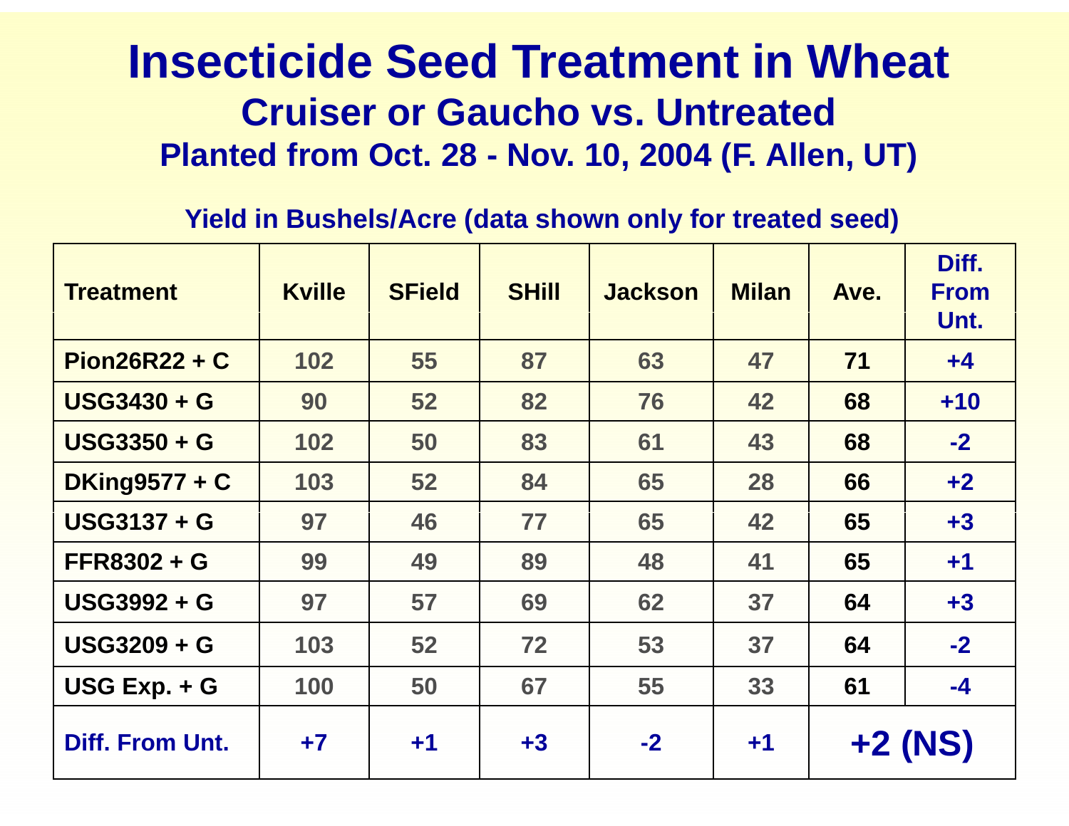# Insecticide Seed Treatment in Wheat

## Cruiser or Gaucho vs. Untreated

### Planted from Oct. 28 - Nov. 10, 2004 (F. Allen, UT)

**Yield in Bushels/Acre (data shown only for treated seed)**

| Treatment | Kville | SField | SHill | Jackson | Milan | Ave. | Diff. From Unt. |
|---|---|---|---|---|---|---|---|
| Pion26R22 + C | 102 | 55 | 87 | 63 | 47 | 71 | +4 |
| USG3430 + G | 90 | 52 | 82 | 76 | 42 | 68 | +10 |
| USG3350 + G | 102 | 50 | 83 | 61 | 43 | 68 | -2 |
| DKing9577 + C | 103 | 52 | 84 | 65 | 28 | 66 | +2 |
| USG3137 + G | 97 | 46 | 77 | 65 | 42 | 65 | +3 |
| FFR8302 + G | 99 | 49 | 89 | 48 | 41 | 65 | +1 |
| USG3992 + G | 97 | 57 | 69 | 62 | 37 | 64 | +3 |
| USG3209 + G | 103 | 52 | 72 | 53 | 37 | 64 | -2 |
| USG Exp. + G | 100 | 50 | 67 | 55 | 33 | 61 | -4 |
| Diff. From Unt. | +7 | +1 | +3 | -2 | +1 | +2 (NS) | |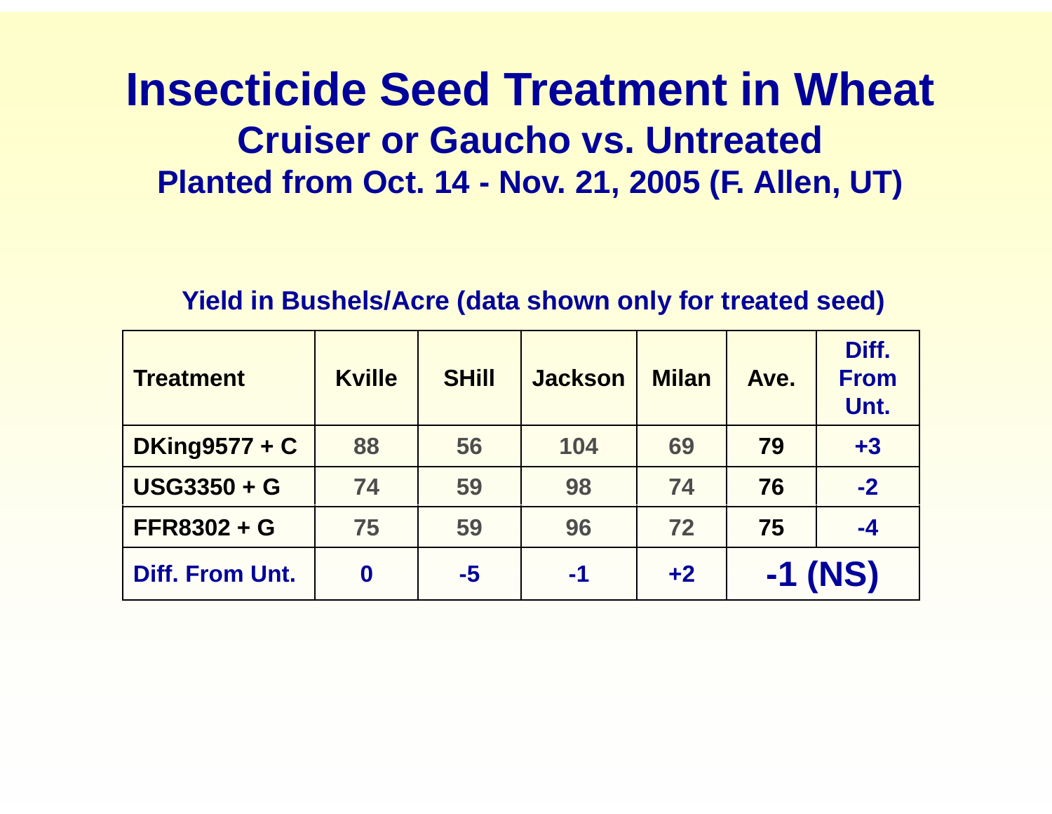# Insecticide Seed Treatment in Wheat

## Cruiser or Gaucho vs. Untreated

### Planted from Oct. 14 - Nov. 21, 2005 (F. Allen, UT)

**Yield in Bushels/Acre (data shown only for treated seed)**

| Treatment | Kville | SHill | Jackson | Milan | Ave. | Diff. From Unt. |
|---|---|---|---|---|---|---|
| DKing9577 + C | 88 | 56 | 104 | 69 | 79 | +3 |
| USG3350 + G | 74 | 59 | 98 | 74 | 76 | -2 |
| FFR8302 + G | 75 | 59 | 96 | 72 | 75 | -4 |
| Diff. From Unt. | 0 | -5 | -1 | +2 | -1 (NS) | |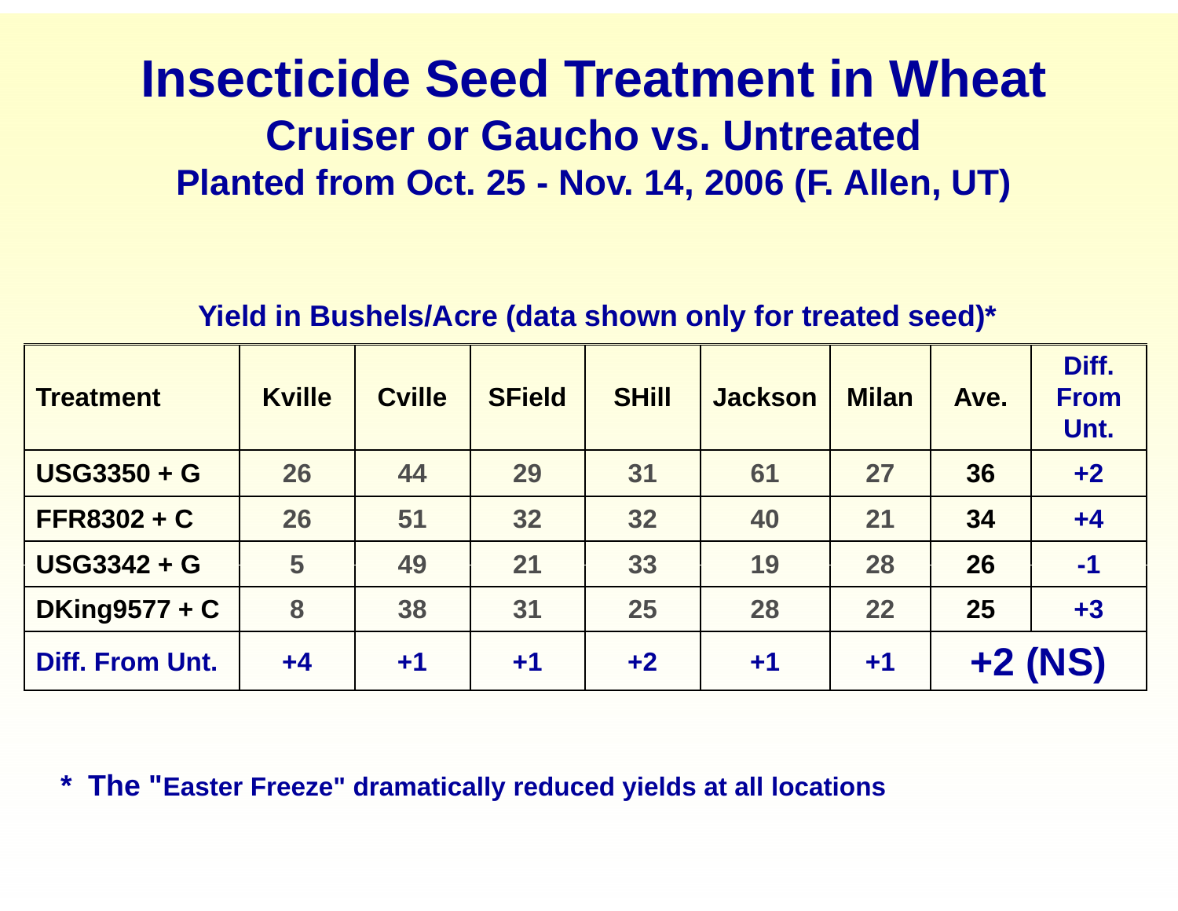# Insecticide Seed Treatment in Wheat

## Cruiser or Gaucho vs. Untreated

### Planted from Oct. 25 - Nov. 14, 2006 (F. Allen, UT)

**Yield in Bushels/Acre (data shown only for treated seed)***

| Treatment | Kville | Cville | SField | SHill | Jackson | Milan | Ave. | Diff. From Unt. |
|---|---|---|---|---|---|---|---|---|
| USG3350 + G | 26 | 44 | 29 | 31 | 61 | 27 | 36 | +2 |
| FFR8302 + C | 26 | 51 | 32 | 32 | 40 | 21 | 34 | +4 |
| USG3342 + G | 5 | 49 | 21 | 33 | 19 | 28 | 26 | -1 |
| DKing9577 + C | 8 | 38 | 31 | 25 | 28 | 22 | 25 | +3 |
| Diff. From Unt. | +4 | +1 | +1 | +2 | +1 | +1 | +2 (NS) | |

\* The "Easter Freeze" dramatically reduced yields at all locations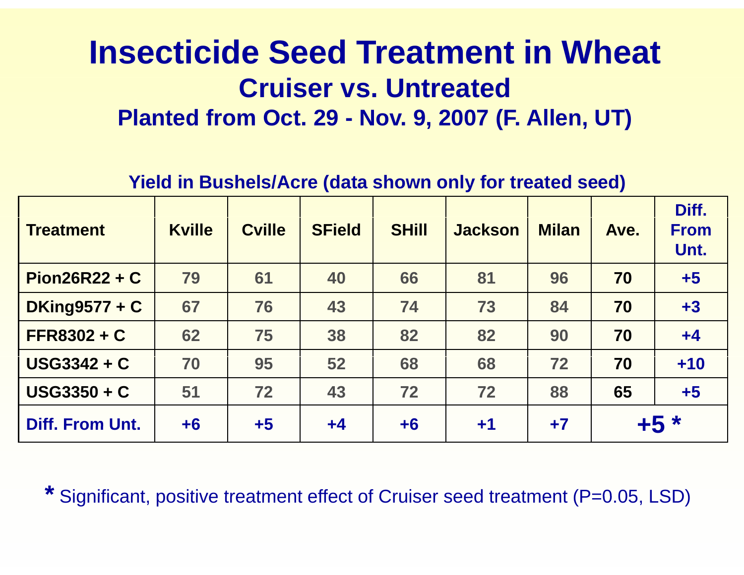# Insecticide Seed Treatment in Wheat

## Cruiser vs. Untreated

### Planted from Oct. 29 - Nov. 9, 2007 (F. Allen, UT)

**Yield in Bushels/Acre (data shown only for treated seed)**

| Treatment | Kville | Cville | SField | SHill | Jackson | Milan | Ave. | Diff. From Unt. |
|---|---|---|---|---|---|---|---|---|
| Pion26R22 + C | 79 | 61 | 40 | 66 | 81 | 96 | 70 | +5 |
| DKing9577 + C | 67 | 76 | 43 | 74 | 73 | 84 | 70 | +3 |
| FFR8302 + C | 62 | 75 | 38 | 82 | 82 | 90 | 70 | +4 |
| USG3342 + C | 70 | 95 | 52 | 68 | 68 | 72 | 70 | +10 |
| USG3350 + C | 51 | 72 | 43 | 72 | 72 | 88 | 65 | +5 |
| Diff. From Unt. | +6 | +5 | +4 | +6 | +1 | +7 | +5 * | |

* Significant, positive treatment effect of Cruiser seed treatment (P=0.05, LSD)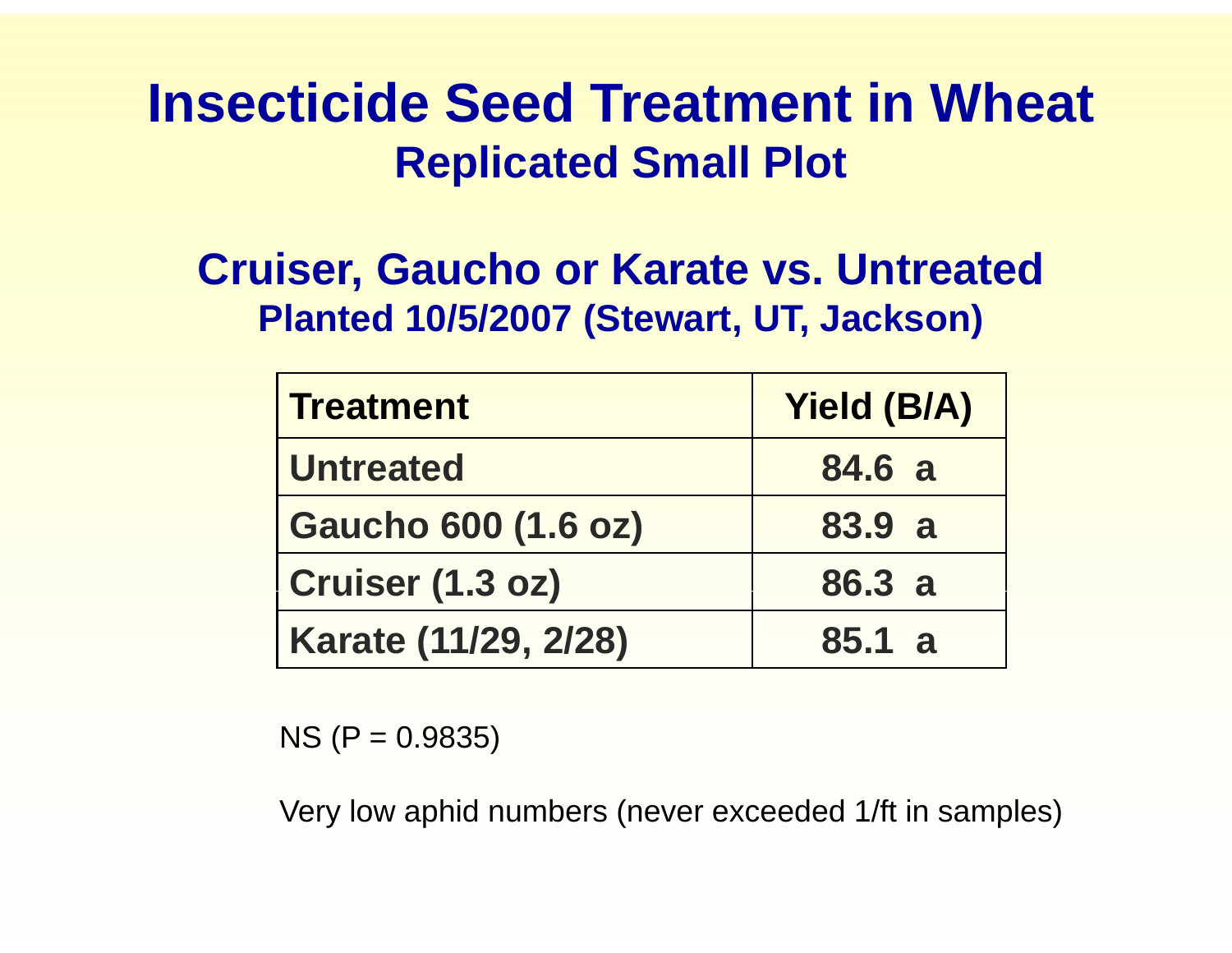# Insecticide Seed Treatment in Wheat

## Replicated Small Plot

## Cruiser, Gaucho or Karate vs. Untreated

### Planted 10/5/2007 (Stewart, UT, Jackson)

| Treatment | Yield (B/A) |
|---|---|
| Untreated | 84.6 a |
| Gaucho 600 (1.6 oz) | 83.9 a |
| Cruiser (1.3 oz) | 86.3 a |
| Karate (11/29, 2/28) | 85.1 a |

NS ($P = 0.9835$)

Very low aphid numbers (never exceeded 1/ft in samples)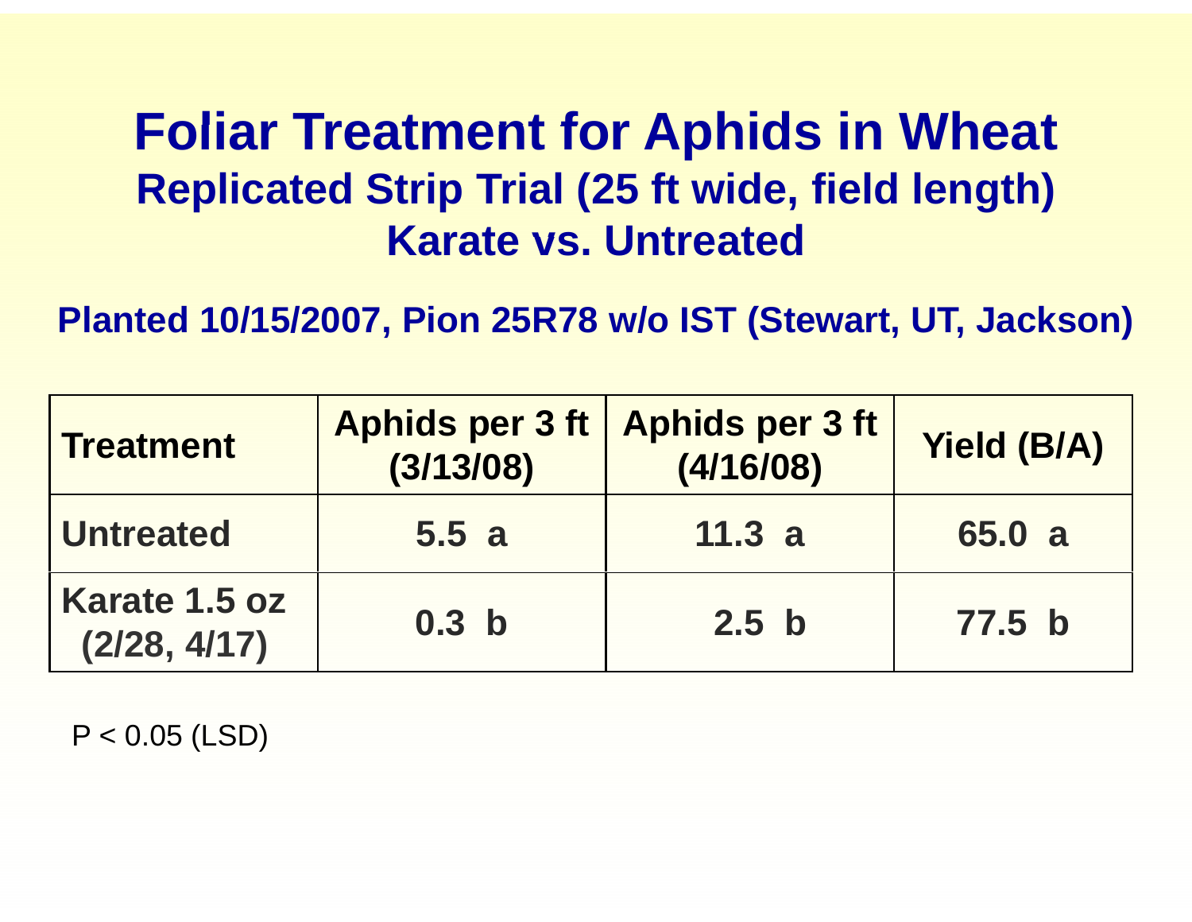# Foliar Treatment for Aphids in Wheat

## Replicated Strip Trial (25 ft wide, field length)

## Karate vs. Untreated

**Planted 10/15/2007, Pion 25R78 w/o IST (Stewart, UT, Jackson)**

| Treatment | Aphids per 3 ft (3/13/08) | Aphids per 3 ft (4/16/08) | Yield (B/A) |
|---|---|---|---|
| Untreated | 5.5 a | 11.3 a | 65.0 a |
| Karate 1.5 oz (2/28, 4/17) | 0.3 b | 2.5 b | 77.5 b |

$P < 0.05$ (LSD)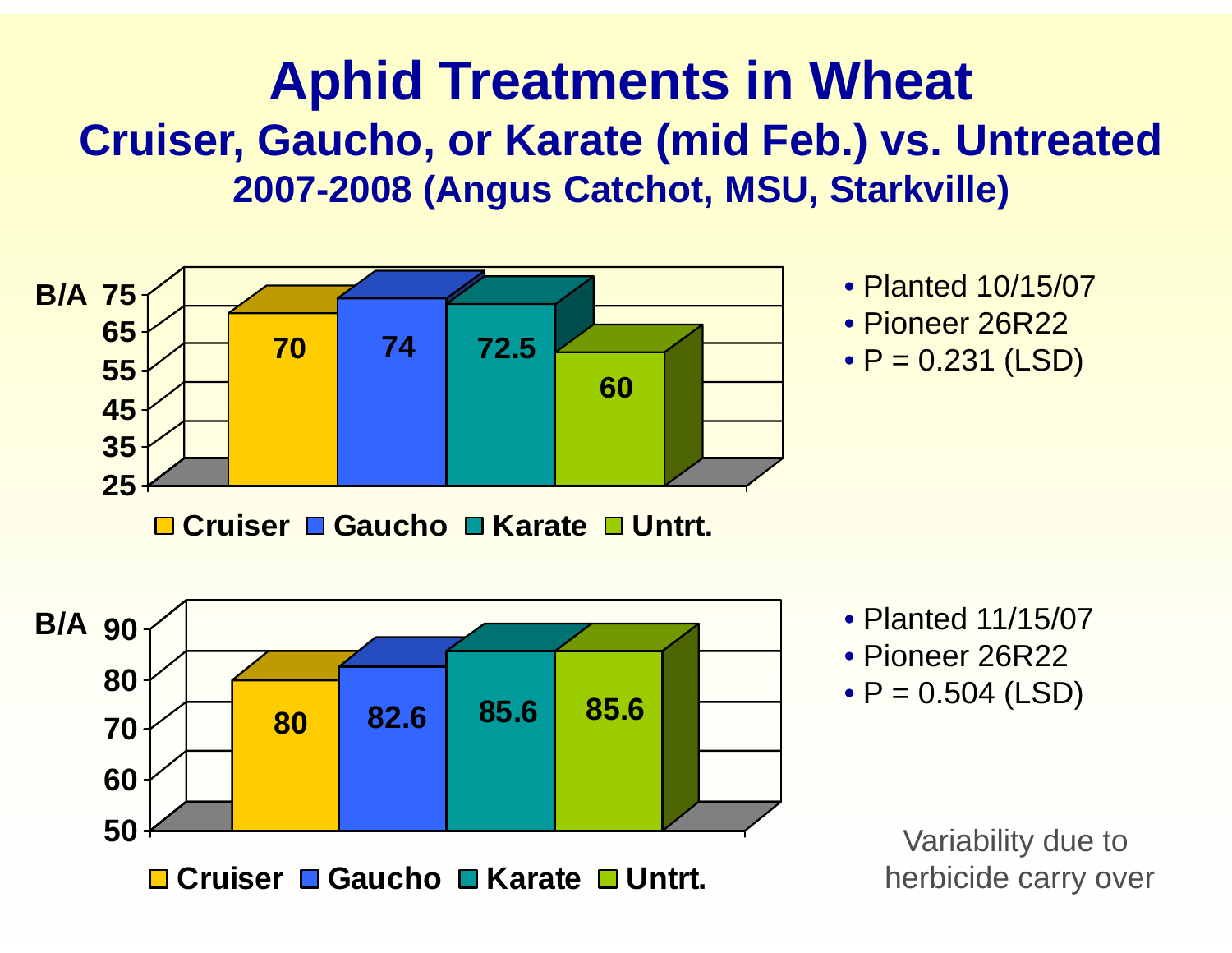# Aphid Treatments in Wheat

## Cruiser, Gaucho, or Karate (mid Feb.) vs. Untreated

### 2007-2008 (Angus Catchot, MSU, Starkville)

| Treatment | Yield (B/A) |
|---|---|
| Cruiser | 70 |
| Gaucho | 74 |
| Karate | 72.5 |
| Untrt. | 60 |

- Planted 10/15/07
- Pioneer 26R22
- P = 0.231 (LSD)

| Treatment | Yield (B/A) |
|---|---|
| Cruiser | 80 |
| Gaucho | 82.6 |
| Karate | 85.6 |
| Untrt. | 85.6 |

- Planted 11/15/07
- Pioneer 26R22
- P = 0.504 (LSD)

Variability due to herbicide carry over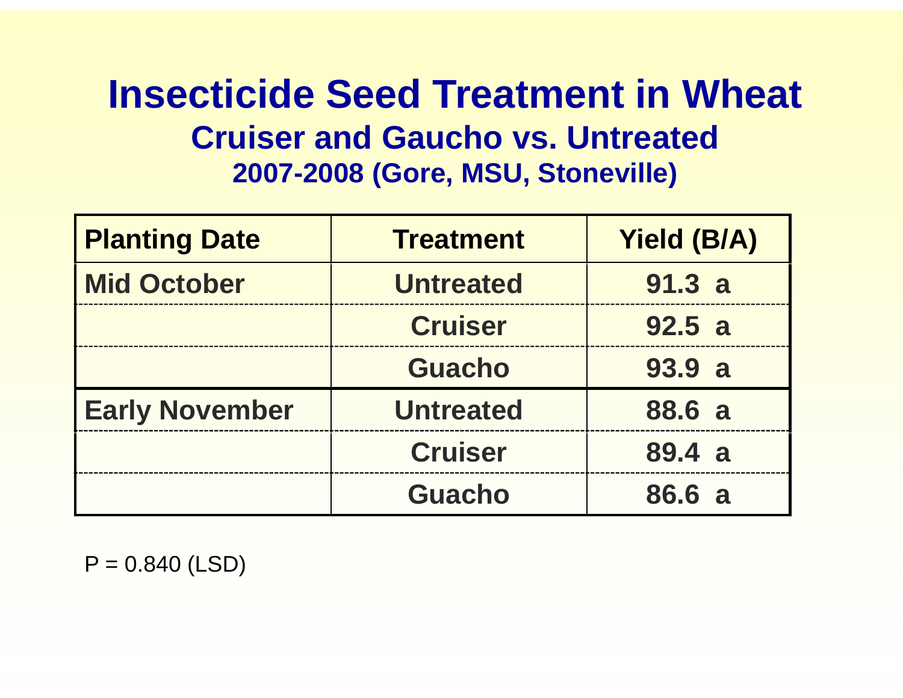# Insecticide Seed Treatment in Wheat

## Cruiser and Gaucho vs. Untreated

### 2007-2008 (Gore, MSU, Stoneville)

| Planting Date | Treatment | Yield (B/A) |
|---|---|---|
| Mid October | Untreated | 91.3 a |
| | Cruiser | 92.5 a |
| | Guacho | 93.9 a |
| Early November | Untreated | 88.6 a |
| | Cruiser | 89.4 a |
| | Guacho | 86.6 a |

P = 0.840 (LSD)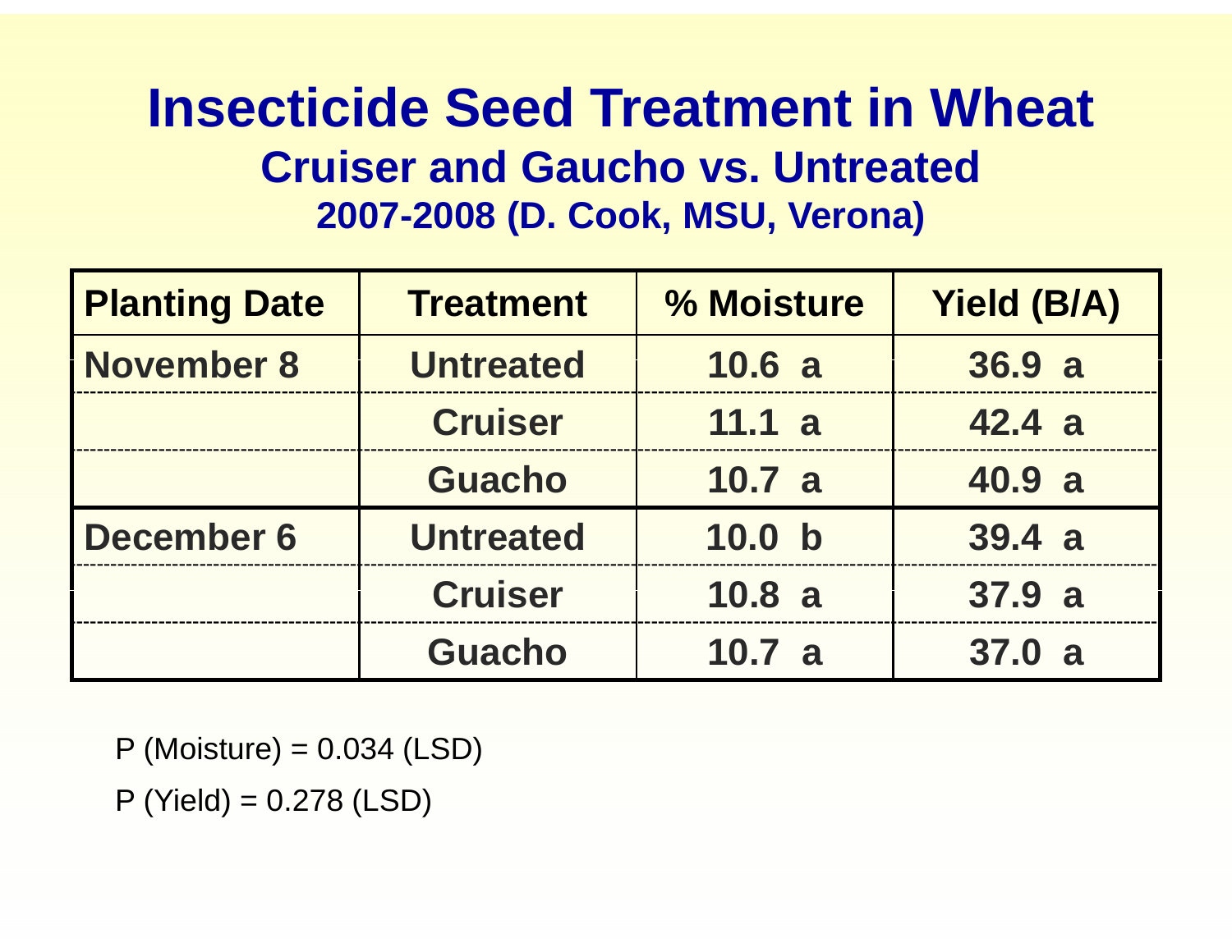# Insecticide Seed Treatment in Wheat

## Cruiser and Gaucho vs. Untreated

### 2007-2008 (D. Cook, MSU, Verona)

| Planting Date | Treatment | % Moisture | Yield (B/A) |
|---|---|---|---|
| November 8 | Untreated | 10.6 a | 36.9 a |
| | Cruiser | 11.1 a | 42.4 a |
| | Guacho | 10.7 a | 40.9 a |
| December 6 | Untreated | 10.0 b | 39.4 a |
| | Cruiser | 10.8 a | 37.9 a |
| | Guacho | 10.7 a | 37.0 a |

P (Moisture) = 0.034 (LSD)

P (Yield) = 0.278 (LSD)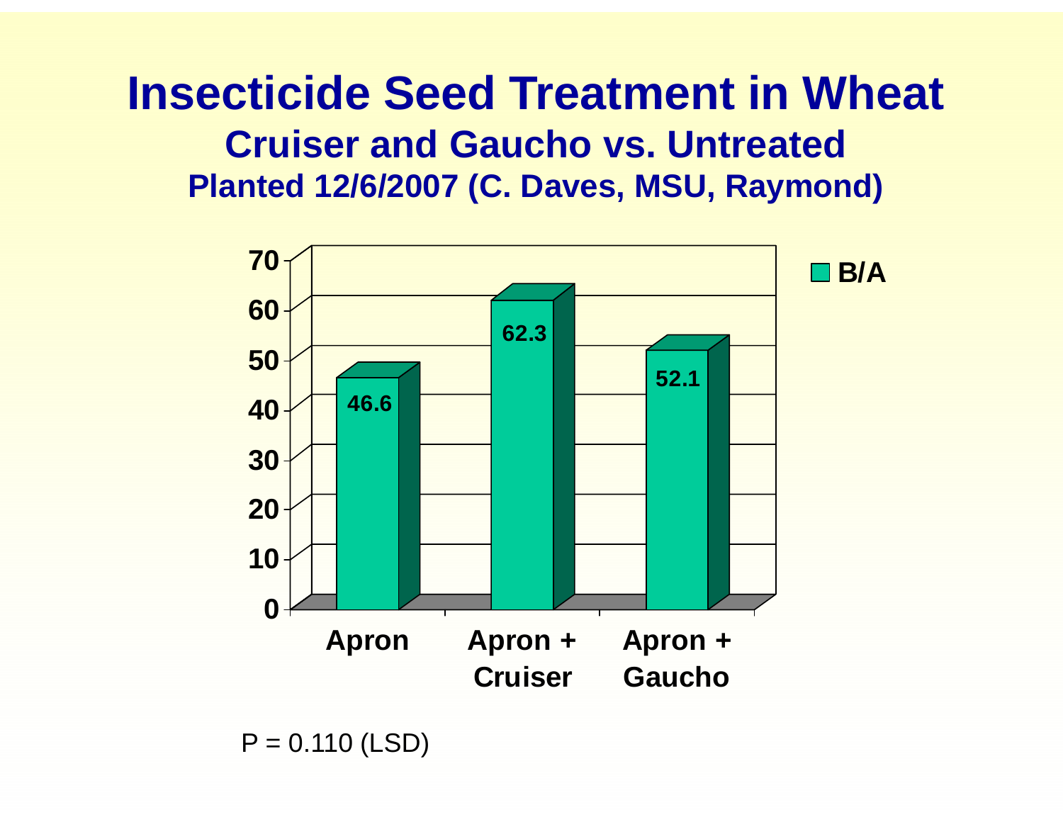# Insecticide Seed Treatment in Wheat

## Cruiser and Gaucho vs. Untreated

### Planted 12/6/2007 (C. Daves, MSU, Raymond)

| Treatment | B/A |
| --- | --- |
| Apron | 46.6 |
| Apron + Cruiser | 62.3 |
| Apron + Gaucho | 52.1 |

P = 0.110 (LSD)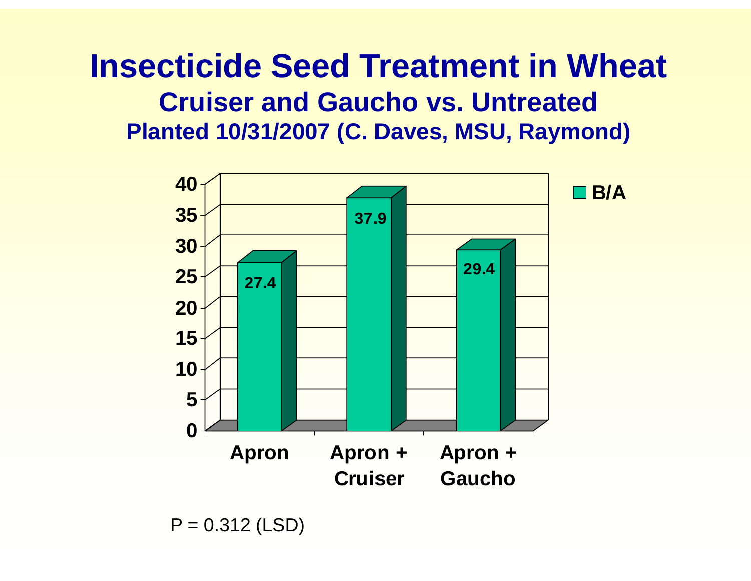# Insecticide Seed Treatment in Wheat

## Cruiser and Gaucho vs. Untreated

### Planted 10/31/2007 (C. Daves, MSU, Raymond)

| Treatment | B/A |
|---|---|
| Apron | 27.4 |
| Apron + Cruiser | 37.9 |
| Apron + Gaucho | 29.4 |

P = 0.312 (LSD)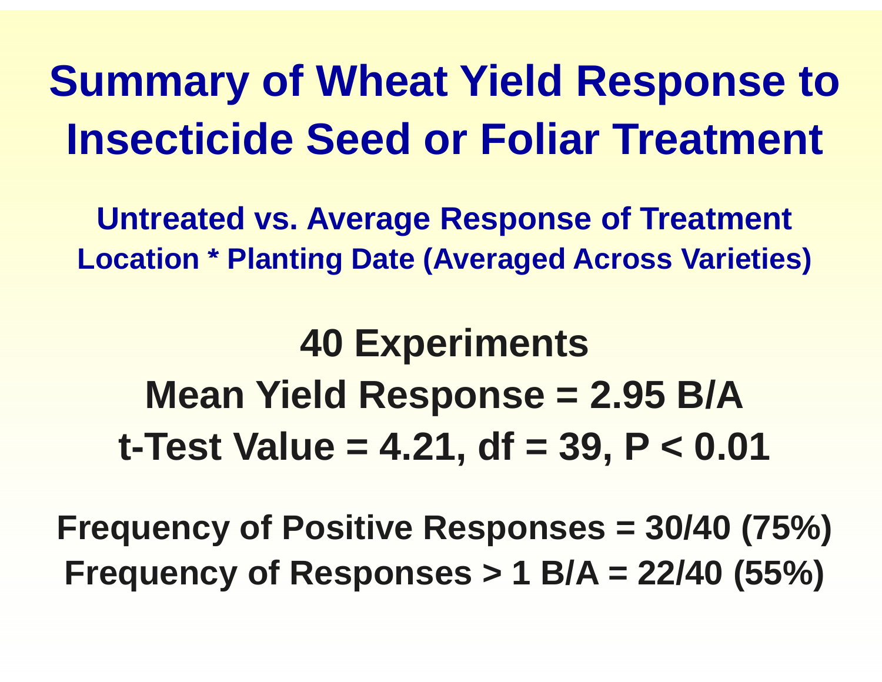# Summary of Wheat Yield Response to Insecticide Seed or Foliar Treatment

**Untreated vs. Average Response of Treatment**
**Location * Planting Date (Averaged Across Varieties)**

**40 Experiments**
**Mean Yield Response = 2.95 B/A**
**t-Test Value = 4.21, df = 39, $P < 0.01$**

**Frequency of Positive Responses = 30/40 (75%)**
**Frequency of Responses > 1 B/A = 22/40 (55%)**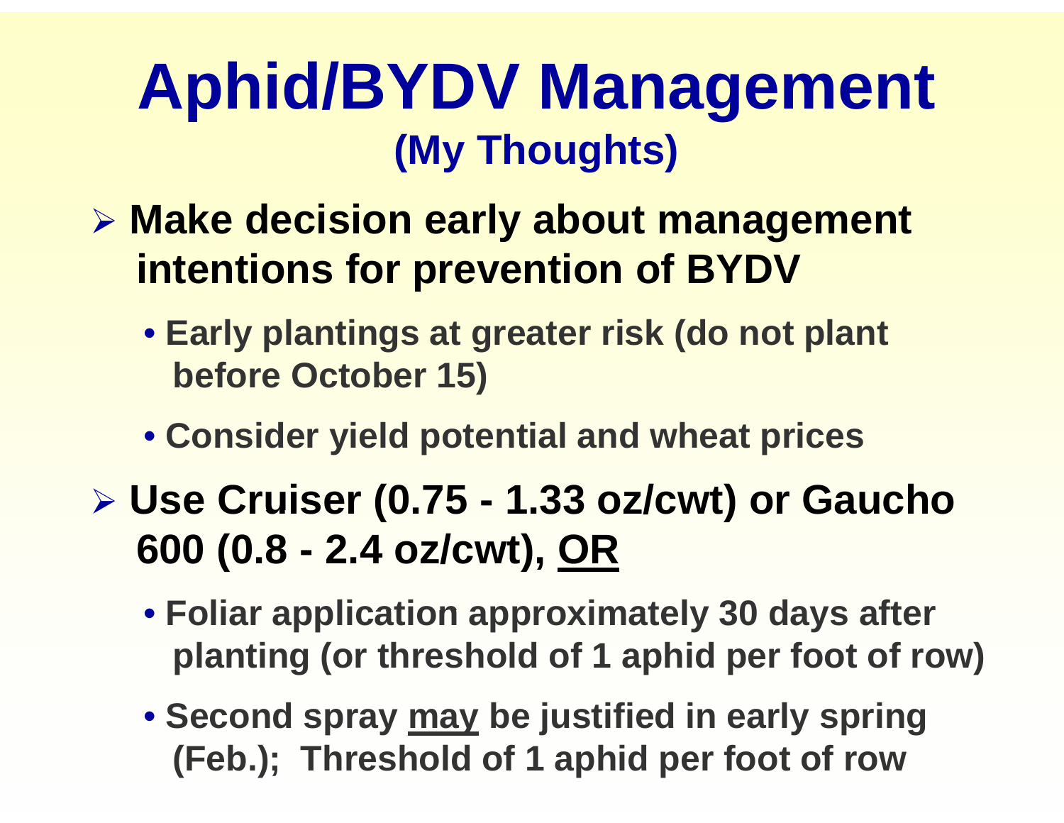# Aphid/BYDV Management

## (My Thoughts)

- **Make decision early about management intentions for prevention of BYDV**
  - **Early plantings at greater risk (do not plant before October 15)**
  - **Consider yield potential and wheat prices**
- **Use Cruiser (0.75 - 1.33 oz/cwt) or Gaucho 600 (0.8 - 2.4 oz/cwt), <u>OR</u>**
  - **Foliar application approximately 30 days after planting (or threshold of 1 aphid per foot of row)**
  - **Second spray <u>may</u> be justified in early spring (Feb.); Threshold of 1 aphid per foot of row**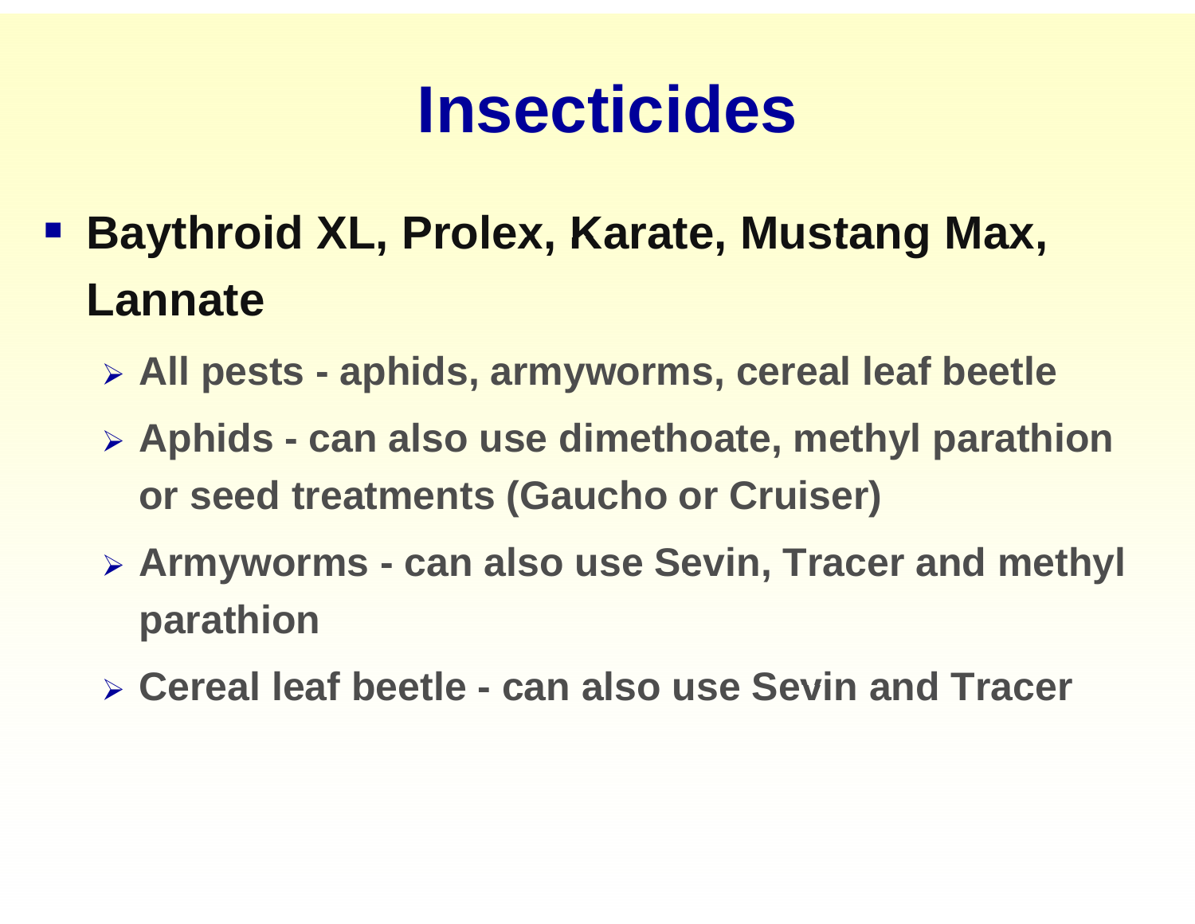# Insecticides

- **Baythroid XL, Prolex, Karate, Mustang Max, Lannate**
  - **All pests - aphids, armyworms, cereal leaf beetle**
  - **Aphids - can also use dimethoate, methyl parathion or seed treatments (Gaucho or Cruiser)**
  - **Armyworms - can also use Sevin, Tracer and methyl parathion**
  - **Cereal leaf beetle - can also use Sevin and Tracer**